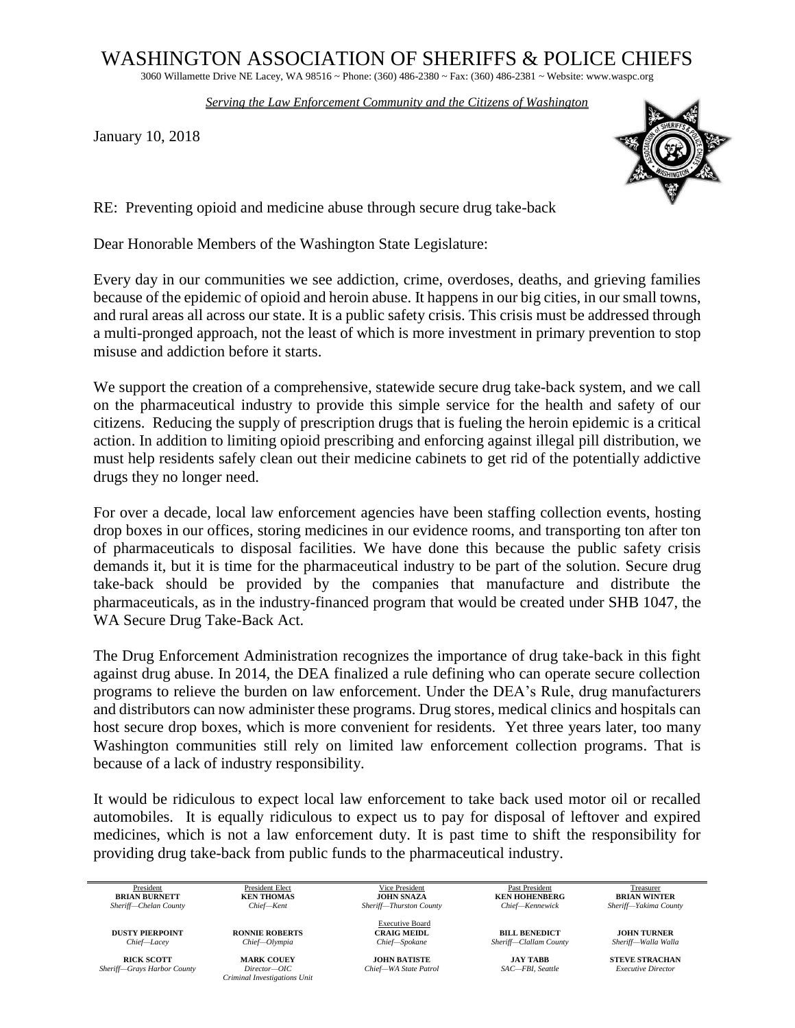# WASHINGTON ASSOCIATION OF SHERIFFS & POLICE CHIEFS

3060 Willamette Drive NE Lacey, WA 98516 ~ Phone: (360) 486-2380 ~ Fax: (360) 486-2381 ~ Website: www.waspc.org

*Serving the Law Enforcement Community and the Citizens of Washington*

January 10, 2018

RE: Preventing opioid and medicine abuse through secure drug take-back

Dear Honorable Members of the Washington State Legislature:

Every day in our communities we see addiction, crime, overdoses, deaths, and grieving families because of the epidemic of opioid and heroin abuse. It happens in our big cities, in our small towns, and rural areas all across our state. It is a public safety crisis. This crisis must be addressed through a multi-pronged approach, not the least of which is more investment in primary prevention to stop misuse and addiction before it starts.

We support the creation of a comprehensive, statewide secure drug take-back system, and we call on the pharmaceutical industry to provide this simple service for the health and safety of our citizens. Reducing the supply of prescription drugs that is fueling the heroin epidemic is a critical action. In addition to limiting opioid prescribing and enforcing against illegal pill distribution, we must help residents safely clean out their medicine cabinets to get rid of the potentially addictive drugs they no longer need.

For over a decade, local law enforcement agencies have been staffing collection events, hosting drop boxes in our offices, storing medicines in our evidence rooms, and transporting ton after ton of pharmaceuticals to disposal facilities. We have done this because the public safety crisis demands it, but it is time for the pharmaceutical industry to be part of the solution. Secure drug take-back should be provided by the companies that manufacture and distribute the pharmaceuticals, as in the industry-financed program that would be created under SHB 1047, the WA Secure Drug Take-Back Act.

The Drug Enforcement Administration recognizes the importance of drug take-back in this fight against drug abuse. In 2014, the DEA finalized a rule defining who can operate secure collection programs to relieve the burden on law enforcement. Under the DEA's Rule, drug manufacturers and distributors can now administer these programs. Drug stores, medical clinics and hospitals can host secure drop boxes, which is more convenient for residents. Yet three years later, too many Washington communities still rely on limited law enforcement collection programs. That is because of a lack of industry responsibility.

It would be ridiculous to expect local law enforcement to take back used motor oil or recalled automobiles. It is equally ridiculous to expect us to pay for disposal of leftover and expired medicines, which is not a law enforcement duty. It is past time to shift the responsibility for providing drug take-back from public funds to the pharmaceutical industry.

| President | President Elect | Vice President | Past President | Treasurer |
|---|---|---|---|---|
| **BRIAN BURNETT** *Sheriff—Chelan County* | **KEN THOMAS** *Chief—Kent* | **JOHN SNAZA** *Sheriff—Thurston County* | **KEN HOHENBERG** *Chief—Kennewick* | **BRIAN WINTER** *Sheriff—Yakima County* |
| | | Executive Board | | |
| **DUSTY PIERPOINT** *Chief—Lacey* | **RONNIE ROBERTS** *Chief—Olympia* | **CRAIG MEIDL** *Chief—Spokane* | **BILL BENEDICT** *Sheriff—Clallam County* | **JOHN TURNER** *Sheriff—Walla Walla* |
| **RICK SCOTT** *Sheriff—Grays Harbor County* | **MARK COUEY** *Director—OIC Criminal Investigations Unit* | **JOHN BATISTE** *Chief—WA State Patrol* | **JAY TABB** *SAC—FBI, Seattle* | **STEVE STRACHAN** *Executive Director* |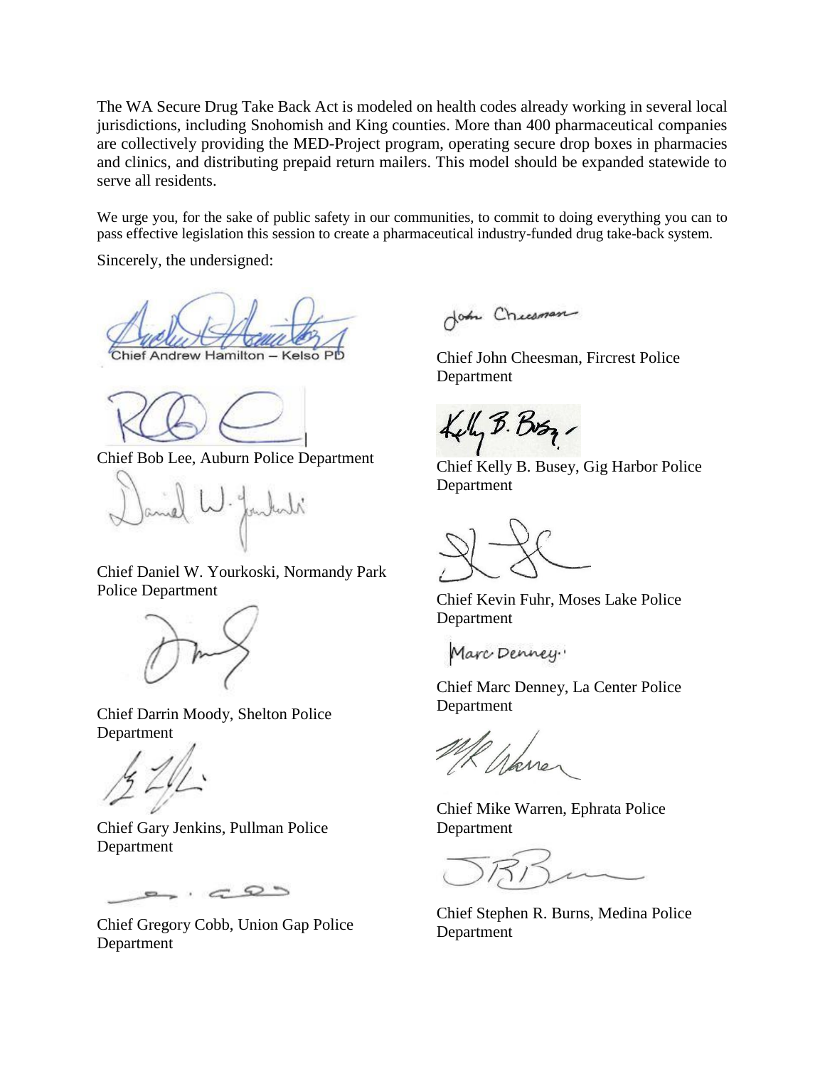The WA Secure Drug Take Back Act is modeled on health codes already working in several local jurisdictions, including Snohomish and King counties. More than 400 pharmaceutical companies are collectively providing the MED-Project program, operating secure drop boxes in pharmacies and clinics, and distributing prepaid return mailers. This model should be expanded statewide to serve all residents.

We urge you, for the sake of public safety in our communities, to commit to doing everything you can to pass effective legislation this session to create a pharmaceutical industry-funded drug take-back system.

Sincerely, the undersigned:

Chief Andrew Hamilton – Kelso PD

Chief Bob Lee, Auburn Police Department

Chief Daniel W. Yourkoski, Normandy Park Police Department

Chief Darrin Moody, Shelton Police Department

Chief Gary Jenkins, Pullman Police Department

Chief Gregory Cobb, Union Gap Police Department

Chief John Cheesman, Fircrest Police Department

Chief Kelly B. Busey, Gig Harbor Police Department

Chief Kevin Fuhr, Moses Lake Police Department

Chief Marc Denney, La Center Police Department

Chief Mike Warren, Ephrata Police Department

Chief Stephen R. Burns, Medina Police Department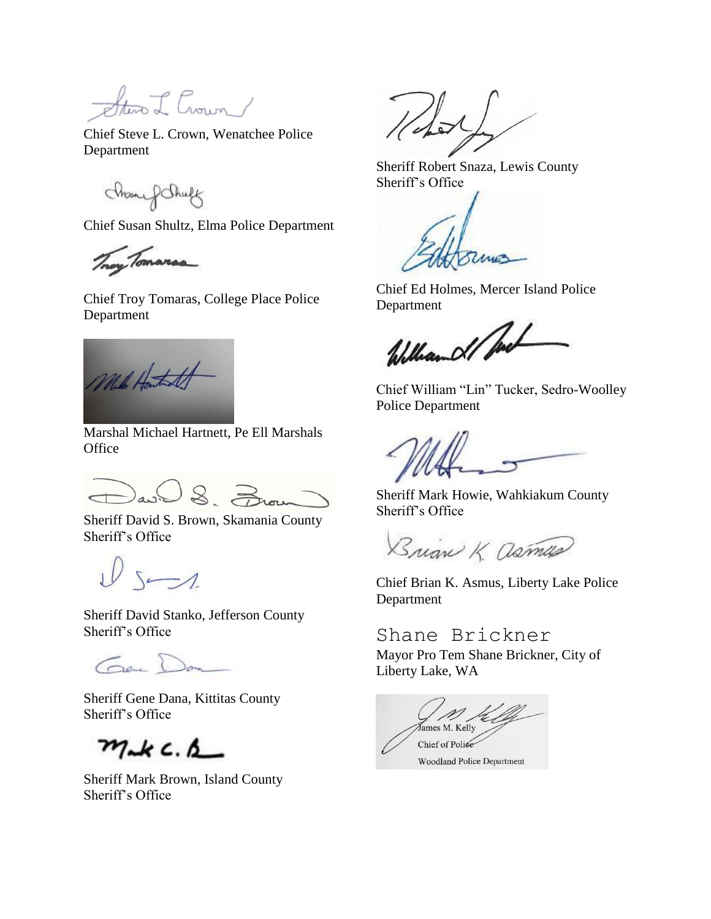Chief Steve L. Crown, Wenatchee Police Department

Chief Susan Shultz, Elma Police Department

Chief Troy Tomaras, College Place Police Department

Marshal Michael Hartnett, Pe Ell Marshals Office

Sheriff David S. Brown, Skamania County Sheriff's Office

Sheriff David Stanko, Jefferson County Sheriff's Office

Sheriff Gene Dana, Kittitas County Sheriff's Office

Sheriff Mark Brown, Island County Sheriff's Office

Sheriff Robert Snaza, Lewis County Sheriff's Office

Chief Ed Holmes, Mercer Island Police Department

Chief William "Lin" Tucker, Sedro-Woolley Police Department

Sheriff Mark Howie, Wahkiakum County Sheriff's Office

Chief Brian K. Asmus, Liberty Lake Police Department

Shane Brickner

Mayor Pro Tem Shane Brickner, City of Liberty Lake, WA

James M. Kelly
Chief of Police
Woodland Police Department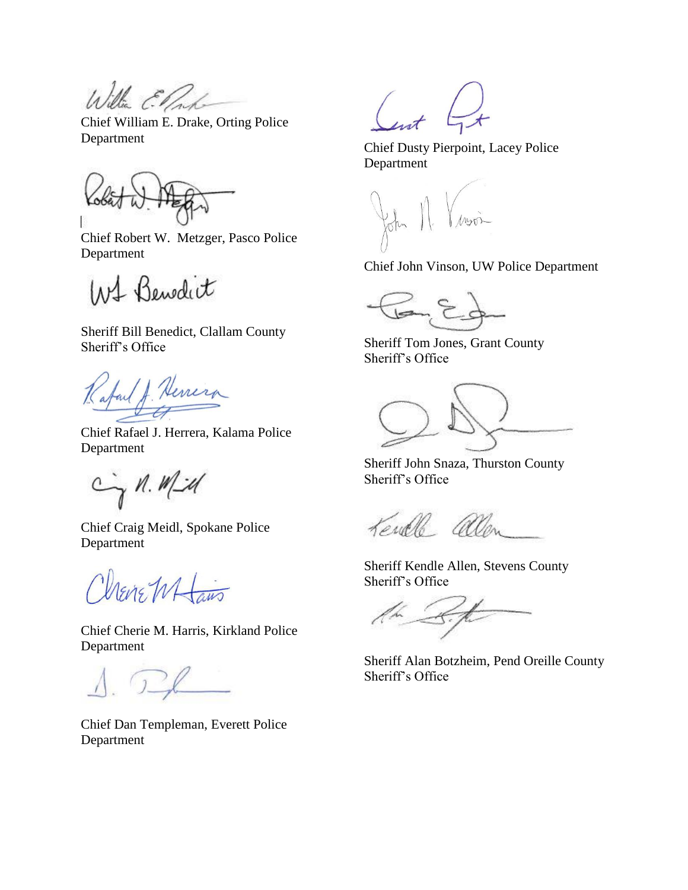Chief William E. Drake, Orting Police Department

Chief Robert W. Metzger, Pasco Police Department

Sheriff Bill Benedict, Clallam County Sheriff's Office

Chief Rafael J. Herrera, Kalama Police Department

Chief Craig Meidl, Spokane Police Department

Chief Cherie M. Harris, Kirkland Police Department

Chief Dan Templeman, Everett Police Department

Chief Dusty Pierpoint, Lacey Police Department

Chief John Vinson, UW Police Department

Sheriff Tom Jones, Grant County Sheriff's Office

Sheriff John Snaza, Thurston County Sheriff's Office

Sheriff Kendle Allen, Stevens County Sheriff's Office

Sheriff Alan Botzheim, Pend Oreille County Sheriff's Office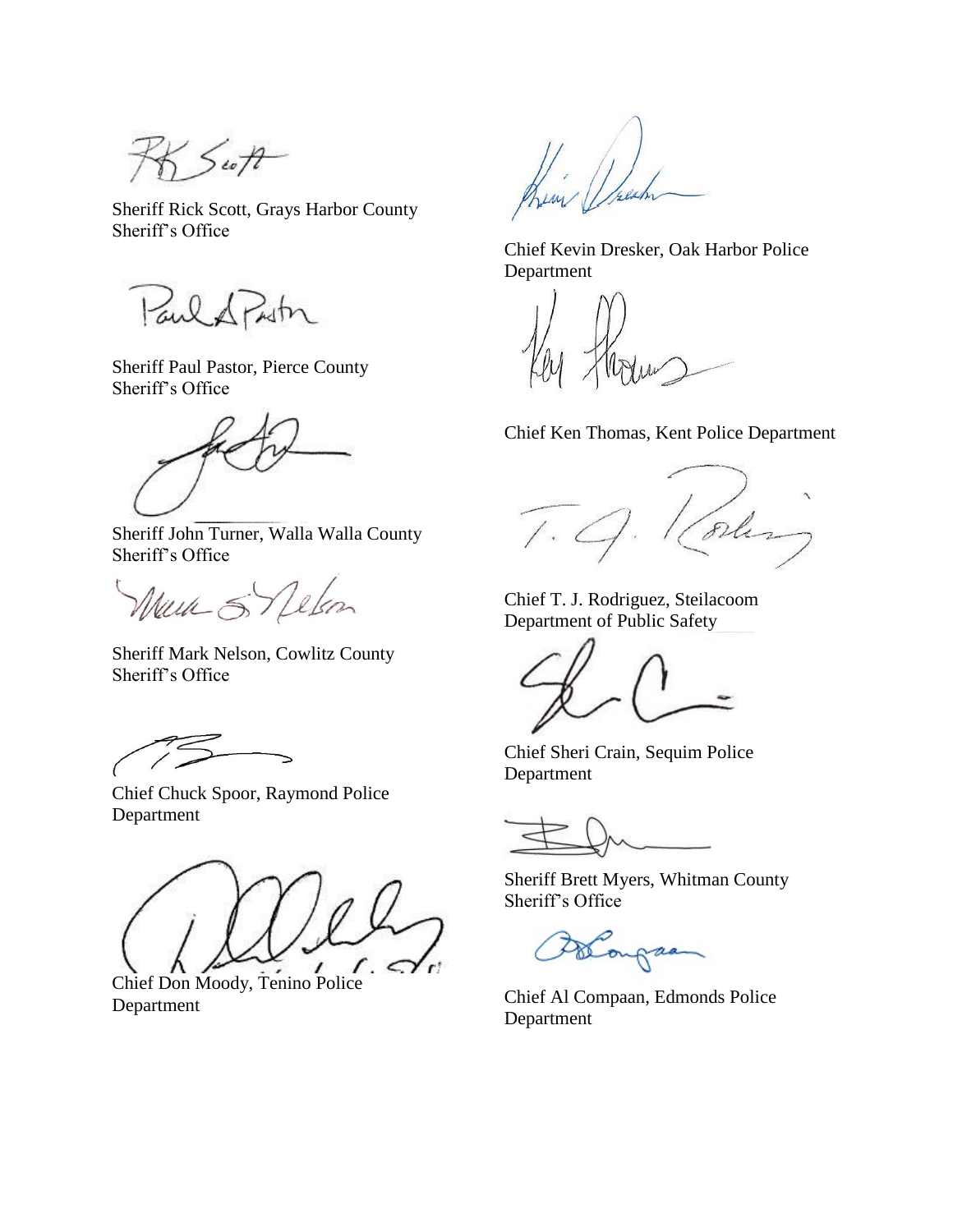Sheriff Rick Scott, Grays Harbor County Sheriff's Office

Sheriff Paul Pastor, Pierce County Sheriff's Office

Sheriff John Turner, Walla Walla County Sheriff's Office

Sheriff Mark Nelson, Cowlitz County Sheriff's Office

Chief Chuck Spoor, Raymond Police Department

Chief Don Moody, Tenino Police Department

Chief Kevin Dresker, Oak Harbor Police Department

Chief Ken Thomas, Kent Police Department

Chief T. J. Rodriguez, Steilacoom Department of Public Safety

Chief Sheri Crain, Sequim Police Department

Sheriff Brett Myers, Whitman County Sheriff's Office

Chief Al Compaan, Edmonds Police Department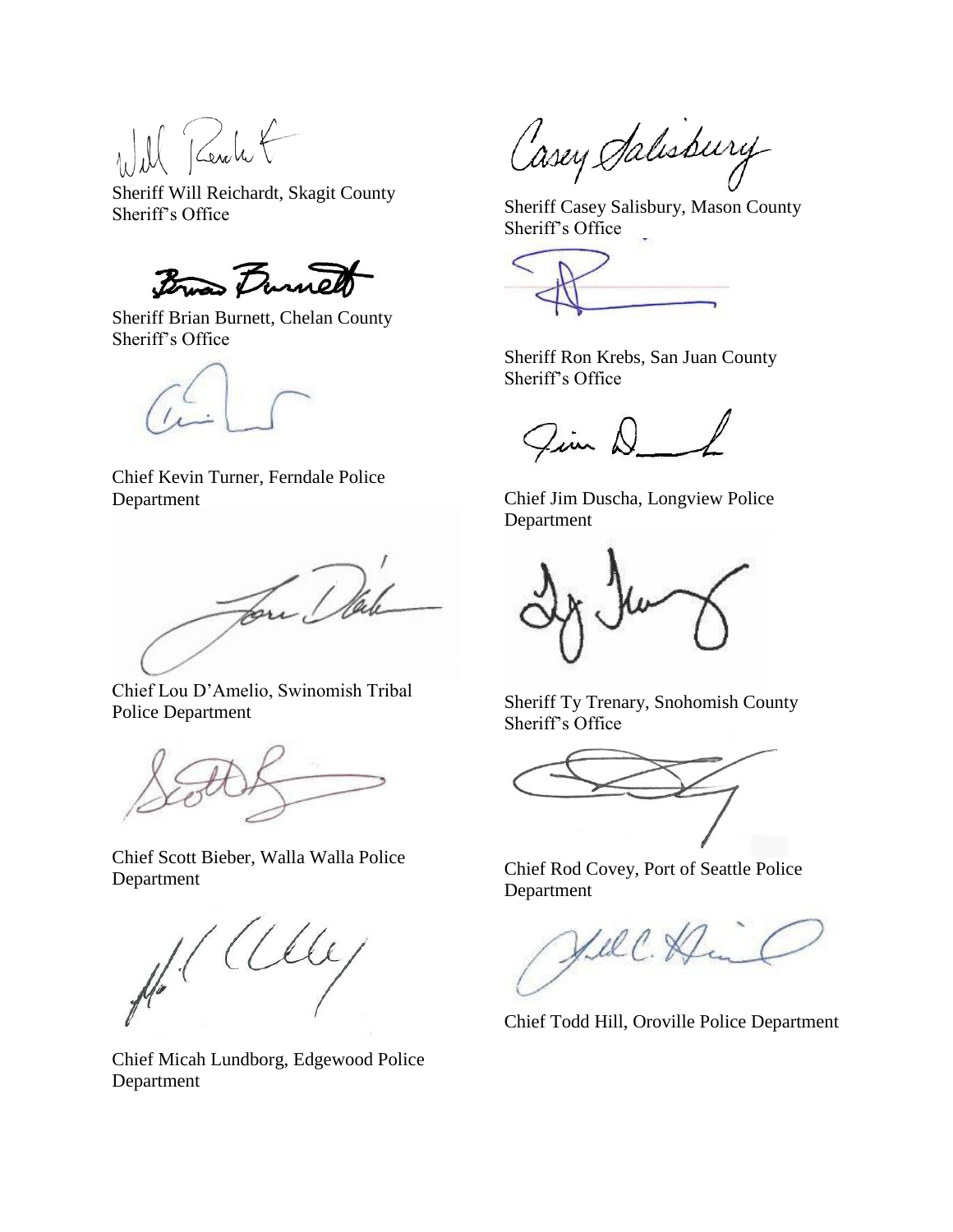Sheriff Will Reichardt, Skagit County Sheriff's Office

Sheriff Casey Salisbury, Mason County Sheriff's Office

Sheriff Brian Burnett, Chelan County Sheriff's Office

Sheriff Ron Krebs, San Juan County Sheriff's Office

Chief Kevin Turner, Ferndale Police Department

Chief Jim Duscha, Longview Police Department

Chief Lou D'Amelio, Swinomish Tribal Police Department

Sheriff Ty Trenary, Snohomish County Sheriff's Office

Chief Scott Bieber, Walla Walla Police Department

Chief Rod Covey, Port of Seattle Police Department

Chief Micah Lundborg, Edgewood Police Department

Chief Todd Hill, Oroville Police Department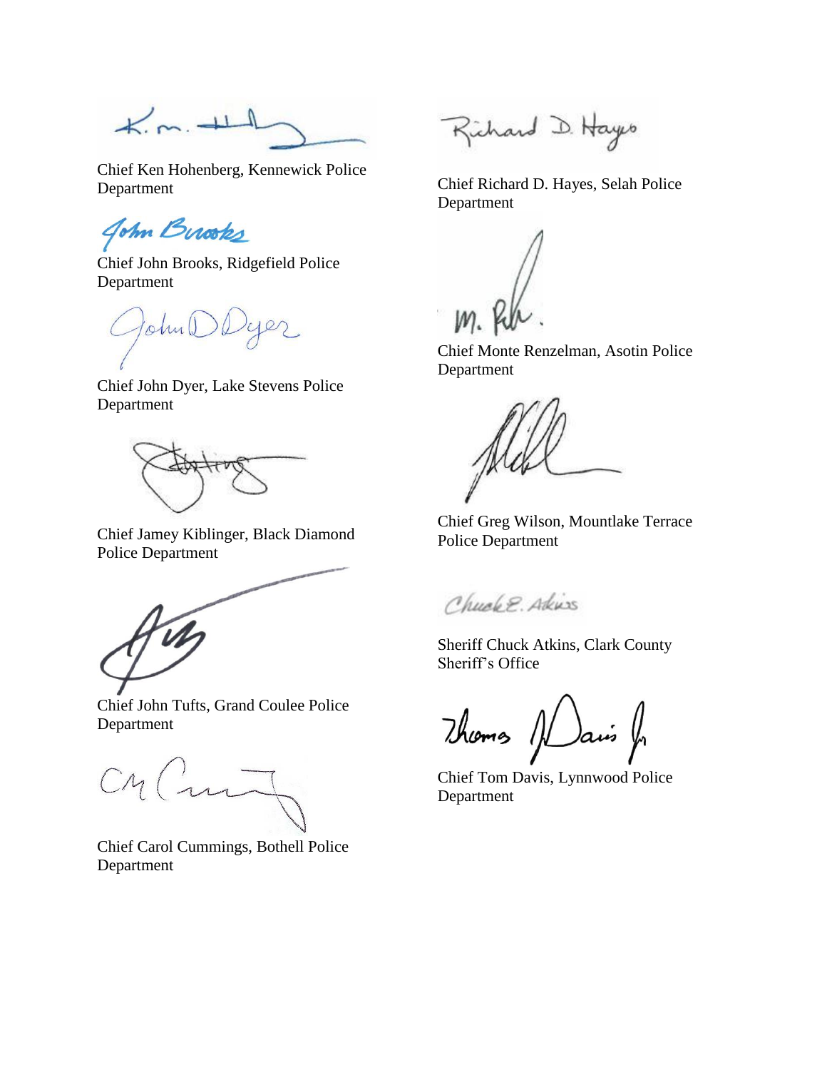Chief Ken Hohenberg, Kennewick Police Department

Chief John Brooks, Ridgefield Police Department

Chief John Dyer, Lake Stevens Police Department

Chief Jamey Kiblinger, Black Diamond Police Department

Chief John Tufts, Grand Coulee Police Department

Chief Carol Cummings, Bothell Police Department

Chief Richard D. Hayes, Selah Police Department

Chief Monte Renzelman, Asotin Police Department

Chief Greg Wilson, Mountlake Terrace Police Department

Sheriff Chuck Atkins, Clark County Sheriff's Office

Chief Tom Davis, Lynnwood Police Department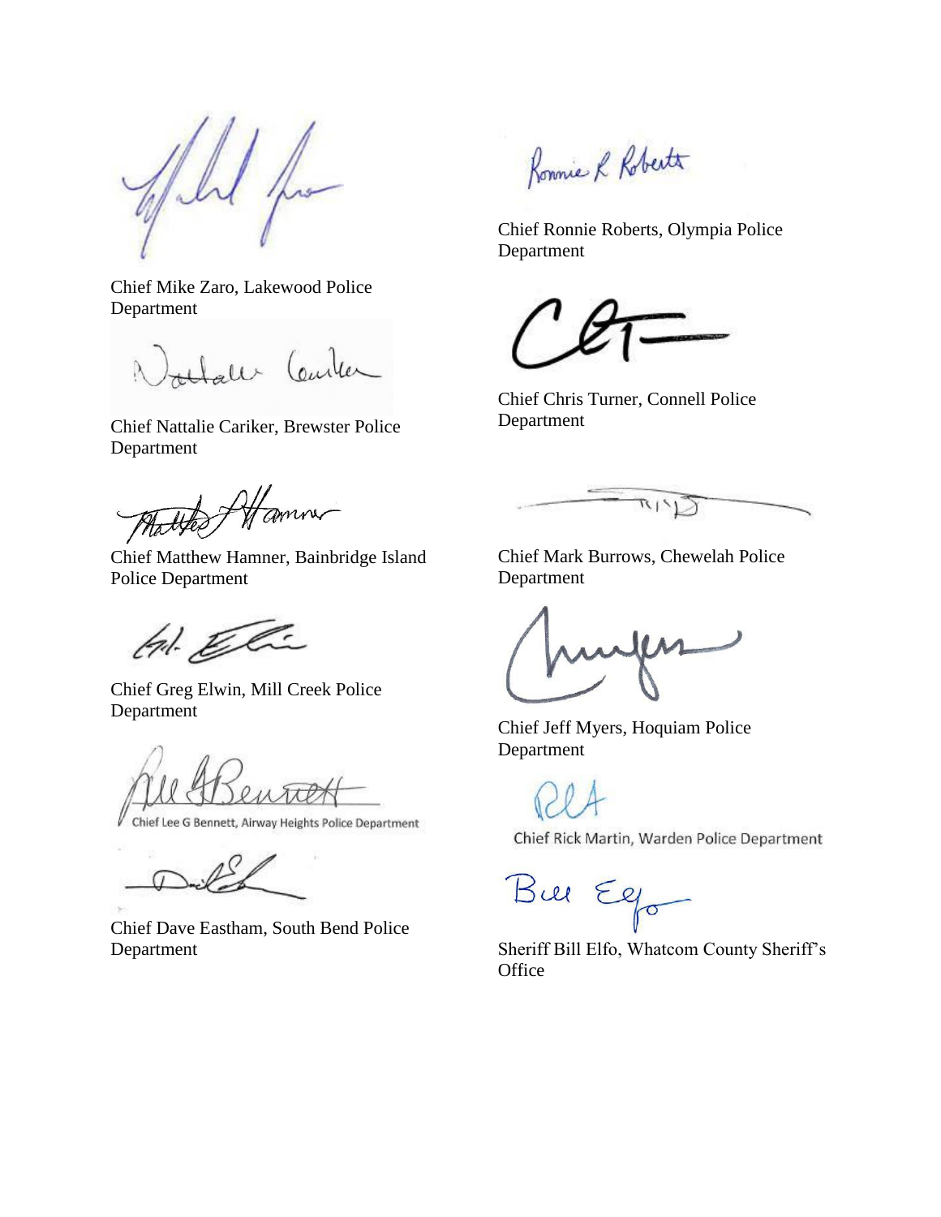Chief Mike Zaro, Lakewood Police Department

Chief Nattalie Cariker, Brewster Police Department

Chief Matthew Hamner, Bainbridge Island Police Department

Chief Greg Elwin, Mill Creek Police Department

Chief Lee G Bennett, Airway Heights Police Department

Chief Dave Eastham, South Bend Police Department

Chief Ronnie Roberts, Olympia Police Department

Chief Chris Turner, Connell Police Department

Chief Mark Burrows, Chewelah Police Department

Chief Jeff Myers, Hoquiam Police Department

Chief Rick Martin, Warden Police Department

Sheriff Bill Elfo, Whatcom County Sheriff's Office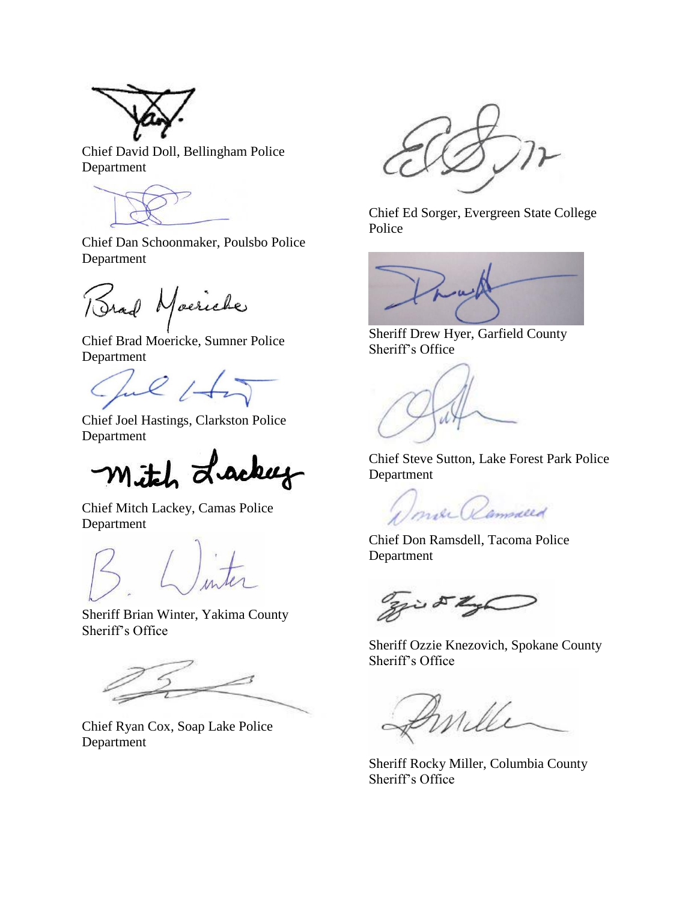Chief David Doll, Bellingham Police Department

Chief Dan Schoonmaker, Poulsbo Police Department

Chief Brad Moericke, Sumner Police Department

Chief Joel Hastings, Clarkston Police Department

Chief Mitch Lackey, Camas Police Department

Sheriff Brian Winter, Yakima County Sheriff's Office

Chief Ryan Cox, Soap Lake Police Department

Chief Ed Sorger, Evergreen State College Police

Sheriff Drew Hyer, Garfield County Sheriff's Office

Chief Steve Sutton, Lake Forest Park Police Department

Chief Don Ramsdell, Tacoma Police Department

Sheriff Ozzie Knezovich, Spokane County Sheriff's Office

Sheriff Rocky Miller, Columbia County Sheriff's Office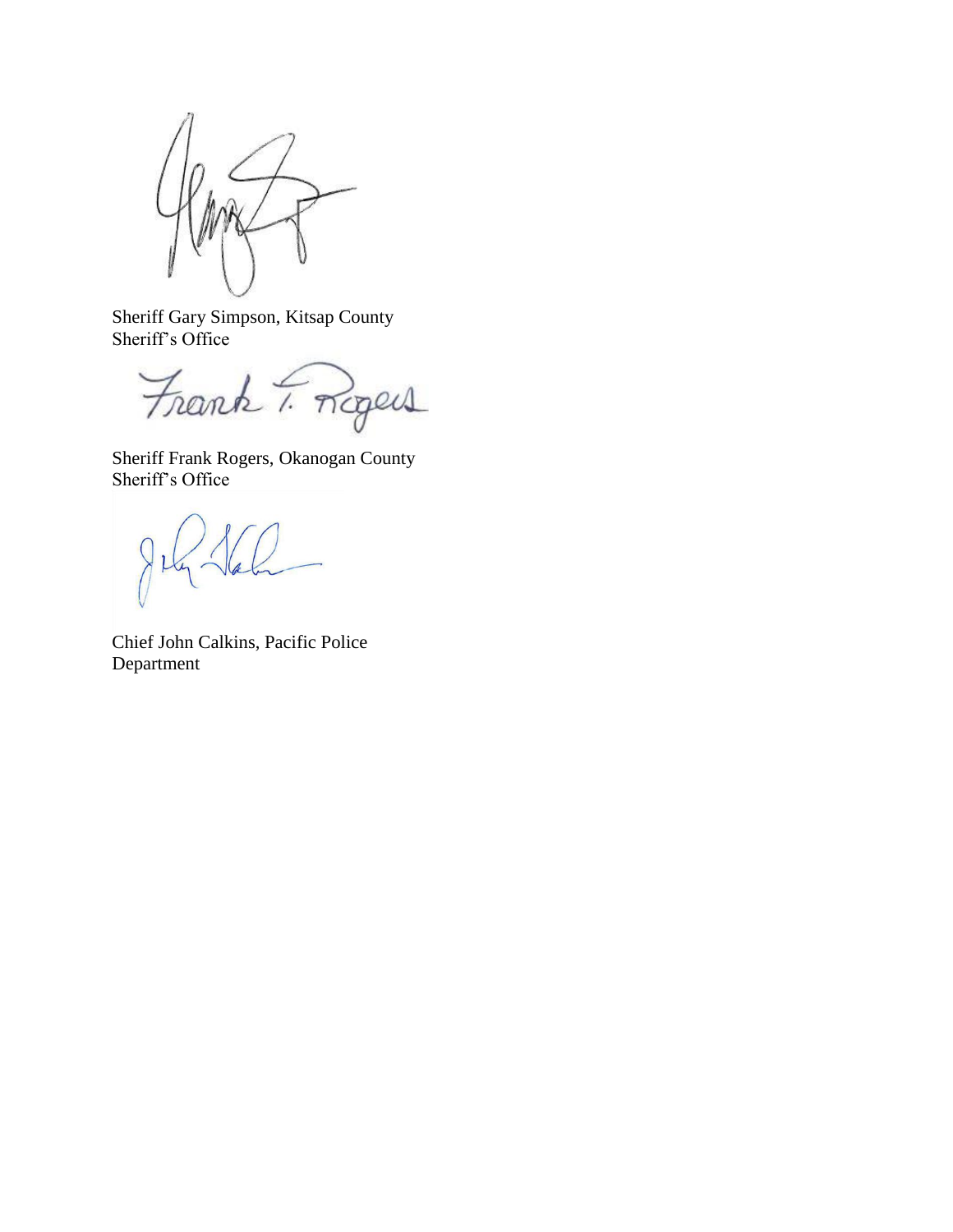Sheriff Gary Simpson, Kitsap County Sheriff's Office

Sheriff Frank Rogers, Okanogan County Sheriff's Office

Chief John Calkins, Pacific Police Department